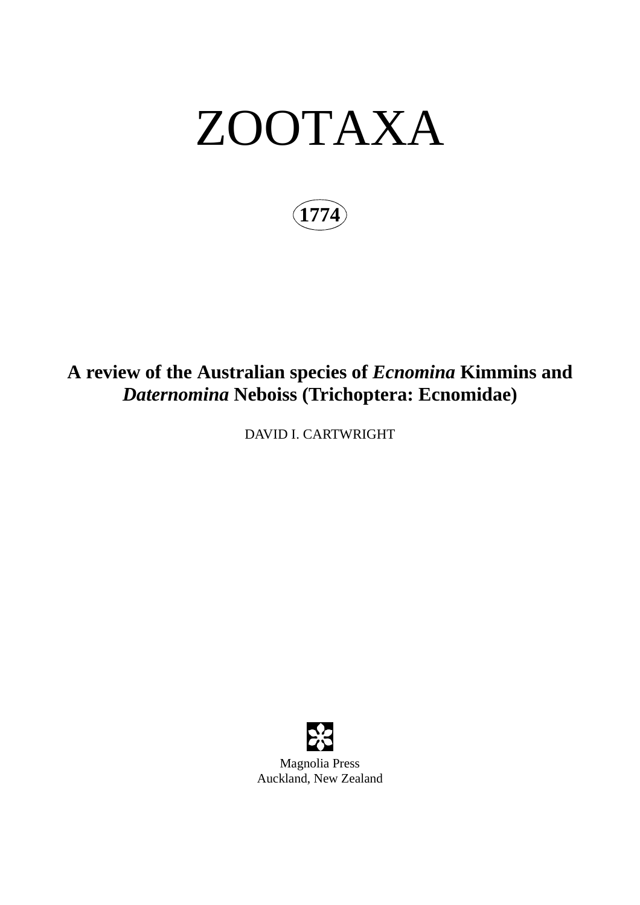# ZOOTAXA

**1774**

## A review of the Australian species of *Ecnomina* Kimmins and *Daternomina* Neboiss (Trichoptera: Ecnomidae)

DAVID I. CARTWRIGHT

Magnolia Press
Auckland, New Zealand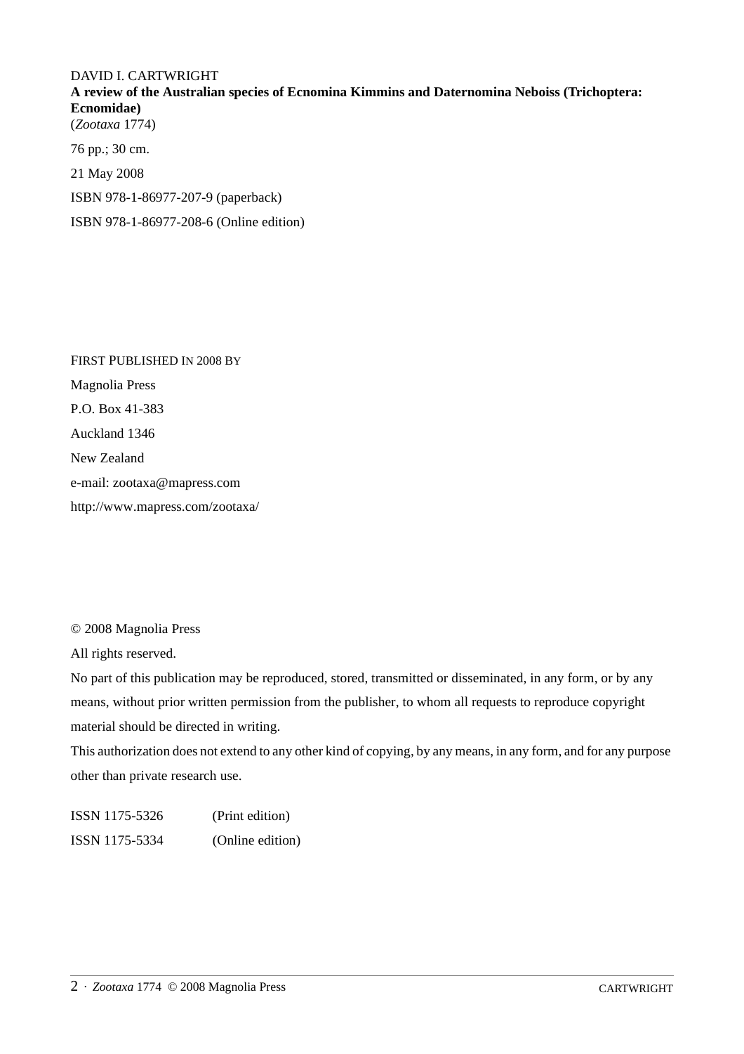DAVID I. CARTWRIGHT

**A review of the Australian species of Ecnomina Kimmins and Daternomina Neboiss (Trichoptera: Ecnomidae)**

(*Zootaxa* 1774)

76 pp.; 30 cm.

21 May 2008

ISBN 978-1-86977-207-9 (paperback)

ISBN 978-1-86977-208-6 (Online edition)

FIRST PUBLISHED IN 2008 BY

Magnolia Press

P.O. Box 41-383

Auckland 1346

New Zealand

e-mail: zootaxa@mapress.com

http://www.mapress.com/zootaxa/

© 2008 Magnolia Press

All rights reserved.

No part of this publication may be reproduced, stored, transmitted or disseminated, in any form, or by any means, without prior written permission from the publisher, to whom all requests to reproduce copyright material should be directed in writing.

This authorization does not extend to any other kind of copying, by any means, in any form, and for any purpose other than private research use.

ISSN 1175-5326 (Print edition)

ISSN 1175-5334 (Online edition)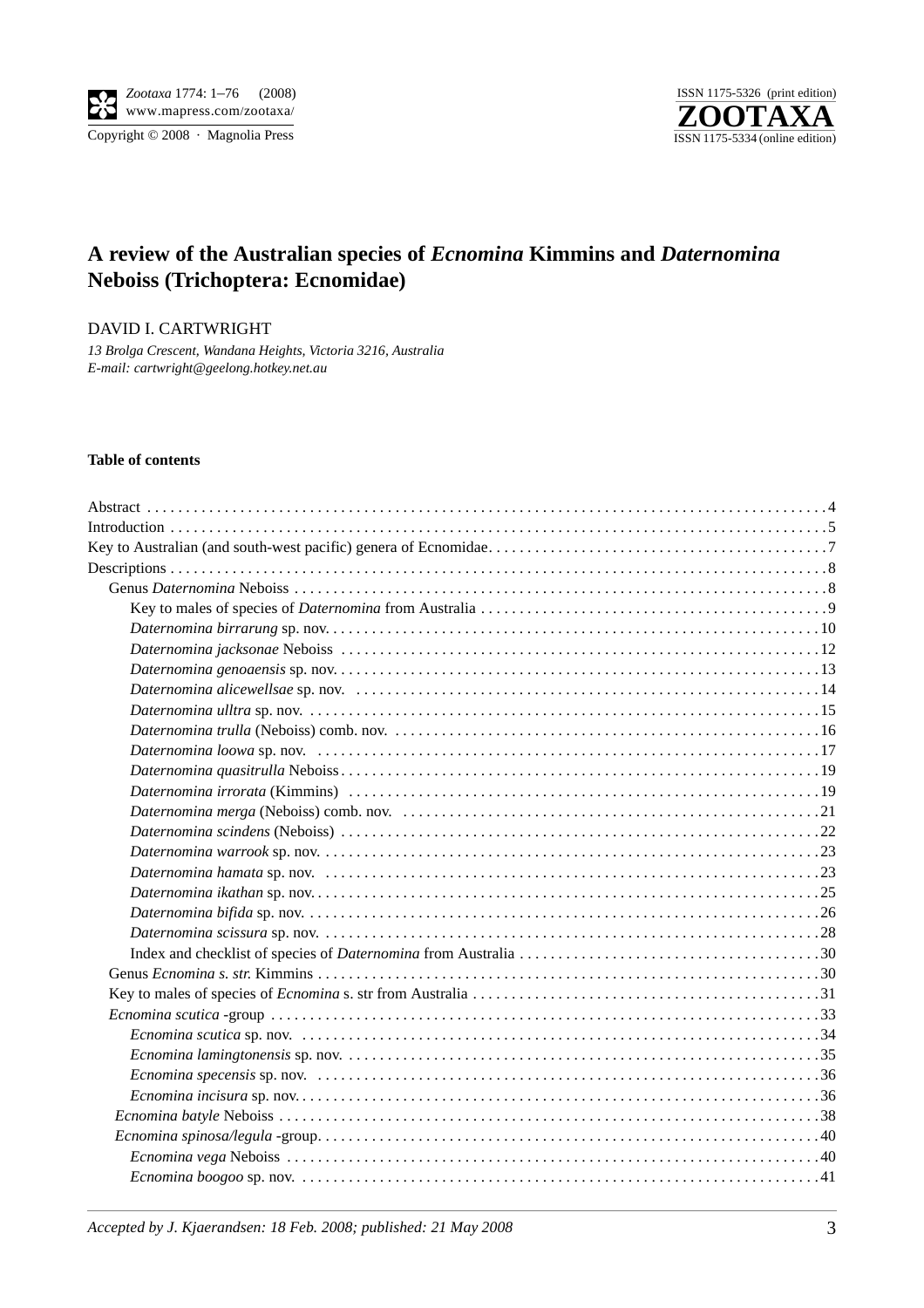# A review of the Australian species of *Ecnomina* Kimmins and *Daternomina* Neboiss (Trichoptera: Ecnomidae)

DAVID I. CARTWRIGHT

*13 Brolga Crescent, Wandana Heights, Victoria 3216, Australia*
*E-mail: cartwright@geelong.hotkey.net.au*

**Table of contents**

Abstract . . . . . . . . . . . . . . . . . . . . . . . . . . . . . . . . . . . . . . . . . . . . . . . . . . . . . . . . . . . . . . . . . . . . . . . . . . . . . . . . . 4
Introduction . . . . . . . . . . . . . . . . . . . . . . . . . . . . . . . . . . . . . . . . . . . . . . . . . . . . . . . . . . . . . . . . . . . . . . . . . . . . . . 5
Key to Australian (and south-west pacific) genera of Ecnomidae. . . . . . . . . . . . . . . . . . . . . . . . . . . . . . . . . . . . . . . . . . 7
Descriptions . . . . . . . . . . . . . . . . . . . . . . . . . . . . . . . . . . . . . . . . . . . . . . . . . . . . . . . . . . . . . . . . . . . . . . . . . . . . . . 8
- Genus *Daternomina* Neboiss . . . . . . . . . . . . . . . . . . . . . . . . . . . . . . . . . . . . . . . . . . . . . . . . . . . . . . . . . . . . . . . . 8
  - Key to males of species of *Daternomina* from Australia . . . . . . . . . . . . . . . . . . . . . . . . . . . . . . . . . . . . . . . . . . . 9
  - *Daternomina birrarung* sp. nov. . . . . . . . . . . . . . . . . . . . . . . . . . . . . . . . . . . . . . . . . . . . . . . . . . . . . . . . . . . . 10
  - *Daternomina jacksonae* Neboiss . . . . . . . . . . . . . . . . . . . . . . . . . . . . . . . . . . . . . . . . . . . . . . . . . . . . . . . . . . . 12
  - *Daternomina genoaensis* sp. nov. . . . . . . . . . . . . . . . . . . . . . . . . . . . . . . . . . . . . . . . . . . . . . . . . . . . . . . . . . . 13
  - *Daternomina alicewellsae* sp. nov. . . . . . . . . . . . . . . . . . . . . . . . . . . . . . . . . . . . . . . . . . . . . . . . . . . . . . . . . . 14
  - *Daternomina ulltra* sp. nov. . . . . . . . . . . . . . . . . . . . . . . . . . . . . . . . . . . . . . . . . . . . . . . . . . . . . . . . . . . . . . 15
  - *Daternomina trulla* (Neboiss) comb. nov. . . . . . . . . . . . . . . . . . . . . . . . . . . . . . . . . . . . . . . . . . . . . . . . . . . . . 16
  - *Daternomina loowa* sp. nov. . . . . . . . . . . . . . . . . . . . . . . . . . . . . . . . . . . . . . . . . . . . . . . . . . . . . . . . . . . . . . 17
  - *Daternomina quasitrulla* Neboiss . . . . . . . . . . . . . . . . . . . . . . . . . . . . . . . . . . . . . . . . . . . . . . . . . . . . . . . . . . 19
  - *Daternomina irrorata* (Kimmins) . . . . . . . . . . . . . . . . . . . . . . . . . . . . . . . . . . . . . . . . . . . . . . . . . . . . . . . . . . 19
  - *Daternomina merga* (Neboiss) comb. nov. . . . . . . . . . . . . . . . . . . . . . . . . . . . . . . . . . . . . . . . . . . . . . . . . . . . . 21
  - *Daternomina scindens* (Neboiss) . . . . . . . . . . . . . . . . . . . . . . . . . . . . . . . . . . . . . . . . . . . . . . . . . . . . . . . . . . 22
  - *Daternomina warrook* sp. nov. . . . . . . . . . . . . . . . . . . . . . . . . . . . . . . . . . . . . . . . . . . . . . . . . . . . . . . . . . . . . 23
  - *Daternomina hamata* sp. nov. . . . . . . . . . . . . . . . . . . . . . . . . . . . . . . . . . . . . . . . . . . . . . . . . . . . . . . . . . . . . 23
  - *Daternomina ikathan* sp. nov. . . . . . . . . . . . . . . . . . . . . . . . . . . . . . . . . . . . . . . . . . . . . . . . . . . . . . . . . . . . . 25
  - *Daternomina bifida* sp. nov. . . . . . . . . . . . . . . . . . . . . . . . . . . . . . . . . . . . . . . . . . . . . . . . . . . . . . . . . . . . . . 26
  - *Daternomina scissura* sp. nov. . . . . . . . . . . . . . . . . . . . . . . . . . . . . . . . . . . . . . . . . . . . . . . . . . . . . . . . . . . . 28
  - Index and checklist of species of *Daternomina* from Australia . . . . . . . . . . . . . . . . . . . . . . . . . . . . . . . . . . . . . . 30
- Genus *Ecnomina s. str.* Kimmins . . . . . . . . . . . . . . . . . . . . . . . . . . . . . . . . . . . . . . . . . . . . . . . . . . . . . . . . . . . . . 30
- Key to males of species of *Ecnomina* s. str from Australia . . . . . . . . . . . . . . . . . . . . . . . . . . . . . . . . . . . . . . . . . . 31
- *Ecnomina scutica* -group . . . . . . . . . . . . . . . . . . . . . . . . . . . . . . . . . . . . . . . . . . . . . . . . . . . . . . . . . . . . . . . . . . 33
  - *Ecnomina scutica* sp. nov. . . . . . . . . . . . . . . . . . . . . . . . . . . . . . . . . . . . . . . . . . . . . . . . . . . . . . . . . . . . . . . . 34
  - *Ecnomina lamingtonensis* sp. nov. . . . . . . . . . . . . . . . . . . . . . . . . . . . . . . . . . . . . . . . . . . . . . . . . . . . . . . . . . 35
  - *Ecnomina specensis* sp. nov. . . . . . . . . . . . . . . . . . . . . . . . . . . . . . . . . . . . . . . . . . . . . . . . . . . . . . . . . . . . . . 36
  - *Ecnomina incisura* sp. nov. . . . . . . . . . . . . . . . . . . . . . . . . . . . . . . . . . . . . . . . . . . . . . . . . . . . . . . . . . . . . . . 36
- *Ecnomina batyle* Neboiss . . . . . . . . . . . . . . . . . . . . . . . . . . . . . . . . . . . . . . . . . . . . . . . . . . . . . . . . . . . . . . . . . 38
- *Ecnomina spinosa/legula* -group. . . . . . . . . . . . . . . . . . . . . . . . . . . . . . . . . . . . . . . . . . . . . . . . . . . . . . . . . . . . . 40
  - *Ecnomina vega* Neboiss . . . . . . . . . . . . . . . . . . . . . . . . . . . . . . . . . . . . . . . . . . . . . . . . . . . . . . . . . . . . . . . . . 40
  - *Ecnomina boogoo* sp. nov. . . . . . . . . . . . . . . . . . . . . . . . . . . . . . . . . . . . . . . . . . . . . . . . . . . . . . . . . . . . . . . 41

*Accepted by J. Kjaerandsen: 18 Feb. 2008; published: 21 May 2008*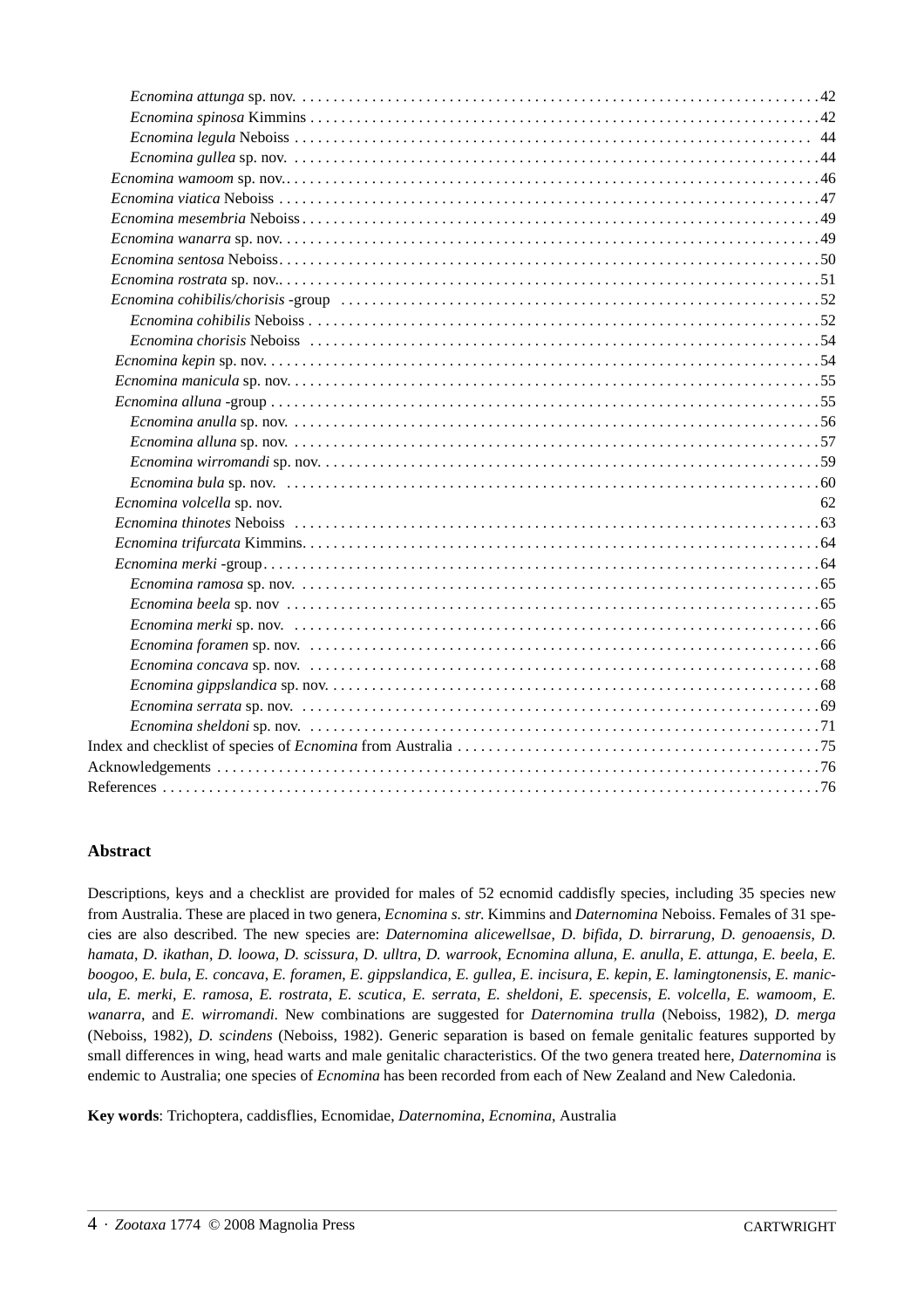*Ecnomina attunga* sp. nov. . . . . . . . . . . . . . . . . . . . . . . . . . . . . . . . . . . . . . . . . . . . . . . . . . . . . . . . . . . . . . . . . . . . .42
*Ecnomina spinosa* Kimmins . . . . . . . . . . . . . . . . . . . . . . . . . . . . . . . . . . . . . . . . . . . . . . . . . . . . . . . . . . . . . . . . . . . .42
*Ecnomina legula* Neboiss . . . . . . . . . . . . . . . . . . . . . . . . . . . . . . . . . . . . . . . . . . . . . . . . . . . . . . . . . . . . . . . . . . . 44
*Ecnomina gullea* sp. nov. . . . . . . . . . . . . . . . . . . . . . . . . . . . . . . . . . . . . . . . . . . . . . . . . . . . . . . . . . . . . . . . . . . . .44
*Ecnomina wamoom* sp. nov.. . . . . . . . . . . . . . . . . . . . . . . . . . . . . . . . . . . . . . . . . . . . . . . . . . . . . . . . . . . . . . . . . . . . .46
*Ecnomina viatica* Neboiss . . . . . . . . . . . . . . . . . . . . . . . . . . . . . . . . . . . . . . . . . . . . . . . . . . . . . . . . . . . . . . . . . . . . .47
*Ecnomina mesembria* Neboiss . . . . . . . . . . . . . . . . . . . . . . . . . . . . . . . . . . . . . . . . . . . . . . . . . . . . . . . . . . . . . . . . . .49
*Ecnomina wanarra* sp. nov. . . . . . . . . . . . . . . . . . . . . . . . . . . . . . . . . . . . . . . . . . . . . . . . . . . . . . . . . . . . . . . . . . . . .49
*Ecnomina sentosa* Neboiss. . . . . . . . . . . . . . . . . . . . . . . . . . . . . . . . . . . . . . . . . . . . . . . . . . . . . . . . . . . . . . . . . . . . .50
*Ecnomina rostrata* sp. nov.. . . . . . . . . . . . . . . . . . . . . . . . . . . . . . . . . . . . . . . . . . . . . . . . . . . . . . . . . . . . . . . . . . . . .51
*Ecnomina cohibilis/chorisis* -group . . . . . . . . . . . . . . . . . . . . . . . . . . . . . . . . . . . . . . . . . . . . . . . . . . . . . . . . . . . . . .52
*Ecnomina cohibilis* Neboiss . . . . . . . . . . . . . . . . . . . . . . . . . . . . . . . . . . . . . . . . . . . . . . . . . . . . . . . . . . . . . . . . . . .52
*Ecnomina chorisis* Neboiss . . . . . . . . . . . . . . . . . . . . . . . . . . . . . . . . . . . . . . . . . . . . . . . . . . . . . . . . . . . . . . . . . . .54
*Ecnomina kepin* sp. nov. . . . . . . . . . . . . . . . . . . . . . . . . . . . . . . . . . . . . . . . . . . . . . . . . . . . . . . . . . . . . . . . . . . . . .54
*Ecnomina manicula* sp. nov. . . . . . . . . . . . . . . . . . . . . . . . . . . . . . . . . . . . . . . . . . . . . . . . . . . . . . . . . . . . . . . . . . . .55
*Ecnomina alluna* -group . . . . . . . . . . . . . . . . . . . . . . . . . . . . . . . . . . . . . . . . . . . . . . . . . . . . . . . . . . . . . . . . . . . . . .55
*Ecnomina anulla* sp. nov. . . . . . . . . . . . . . . . . . . . . . . . . . . . . . . . . . . . . . . . . . . . . . . . . . . . . . . . . . . . . . . . . . . . .56
*Ecnomina alluna* sp. nov. . . . . . . . . . . . . . . . . . . . . . . . . . . . . . . . . . . . . . . . . . . . . . . . . . . . . . . . . . . . . . . . . . . . .57
*Ecnomina wirromandi* sp. nov. . . . . . . . . . . . . . . . . . . . . . . . . . . . . . . . . . . . . . . . . . . . . . . . . . . . . . . . . . . . . . . . .59
*Ecnomina bula* sp. nov. . . . . . . . . . . . . . . . . . . . . . . . . . . . . . . . . . . . . . . . . . . . . . . . . . . . . . . . . . . . . . . . . . . . . .60
*Ecnomina volcella* sp. nov. 62
*Ecnomina thinotes* Neboiss . . . . . . . . . . . . . . . . . . . . . . . . . . . . . . . . . . . . . . . . . . . . . . . . . . . . . . . . . . . . . . . . . . .63
*Ecnomina trifurcata* Kimmins. . . . . . . . . . . . . . . . . . . . . . . . . . . . . . . . . . . . . . . . . . . . . . . . . . . . . . . . . . . . . . . . . .64
*Ecnomina merki* -group. . . . . . . . . . . . . . . . . . . . . . . . . . . . . . . . . . . . . . . . . . . . . . . . . . . . . . . . . . . . . . . . . . . . . .64
*Ecnomina ramosa* sp. nov. . . . . . . . . . . . . . . . . . . . . . . . . . . . . . . . . . . . . . . . . . . . . . . . . . . . . . . . . . . . . . . . . . . .65
*Ecnomina beela* sp. nov . . . . . . . . . . . . . . . . . . . . . . . . . . . . . . . . . . . . . . . . . . . . . . . . . . . . . . . . . . . . . . . . . . . . .65
*Ecnomina merki* sp. nov. . . . . . . . . . . . . . . . . . . . . . . . . . . . . . . . . . . . . . . . . . . . . . . . . . . . . . . . . . . . . . . . . . . . .66
*Ecnomina foramen* sp. nov. . . . . . . . . . . . . . . . . . . . . . . . . . . . . . . . . . . . . . . . . . . . . . . . . . . . . . . . . . . . . . . . . . .66
*Ecnomina concava* sp. nov. . . . . . . . . . . . . . . . . . . . . . . . . . . . . . . . . . . . . . . . . . . . . . . . . . . . . . . . . . . . . . . . . . .68
*Ecnomina gippslandica* sp. nov. . . . . . . . . . . . . . . . . . . . . . . . . . . . . . . . . . . . . . . . . . . . . . . . . . . . . . . . . . . . . . . .68
*Ecnomina serrata* sp. nov. . . . . . . . . . . . . . . . . . . . . . . . . . . . . . . . . . . . . . . . . . . . . . . . . . . . . . . . . . . . . . . . . . . .69
*Ecnomina sheldoni* sp. nov. . . . . . . . . . . . . . . . . . . . . . . . . . . . . . . . . . . . . . . . . . . . . . . . . . . . . . . . . . . . . . . . . . .71
Index and checklist of species of *Ecnomina* from Australia . . . . . . . . . . . . . . . . . . . . . . . . . . . . . . . . . . . . . . . . . . . . . . .75
Acknowledgements . . . . . . . . . . . . . . . . . . . . . . . . . . . . . . . . . . . . . . . . . . . . . . . . . . . . . . . . . . . . . . . . . . . . . . . . . . . .76
References . . . . . . . . . . . . . . . . . . . . . . . . . . . . . . . . . . . . . . . . . . . . . . . . . . . . . . . . . . . . . . . . . . . . . . . . . . . . . . . .76

**Abstract**

Descriptions, keys and a checklist are provided for males of 52 ecnomid caddisfly species, including 35 species new from Australia. These are placed in two genera, *Ecnomina s. str.* Kimmins and *Daternomina* Neboiss. Females of 31 species are also described. The new species are: *Daternomina alicewellsae*, *D. bifida*, *D. birrarung*, *D. genoaensis*, *D. hamata*, *D. ikathan*, *D. loowa*, *D. scissura*, *D. ulltra*, *D. warrook*, *Ecnomina alluna*, *E. anulla*, *E. attunga*, *E. beela*, *E. boogoo*, *E. bula*, *E. concava*, *E. foramen*, *E. gippslandica*, *E. gullea*, *E. incisura*, *E. kepin*, *E. lamingtonensis*, *E. manicula*, *E. merki*, *E. ramosa*, *E. rostrata*, *E. scutica*, *E. serrata*, *E. sheldoni*, *E. specensis*, *E. volcella*, *E. wamoom*, *E. wanarra*, and *E. wirromandi*. New combinations are suggested for *Daternomina trulla* (Neboiss, 1982), *D. merga* (Neboiss, 1982), *D. scindens* (Neboiss, 1982). Generic separation is based on female genitalic features supported by small differences in wing, head warts and male genitalic characteristics. Of the two genera treated here, *Daternomina* is endemic to Australia; one species of *Ecnomina* has been recorded from each of New Zealand and New Caledonia.

**Key words**: Trichoptera, caddisflies, Ecnomidae, *Daternomina*, *Ecnomina*, Australia